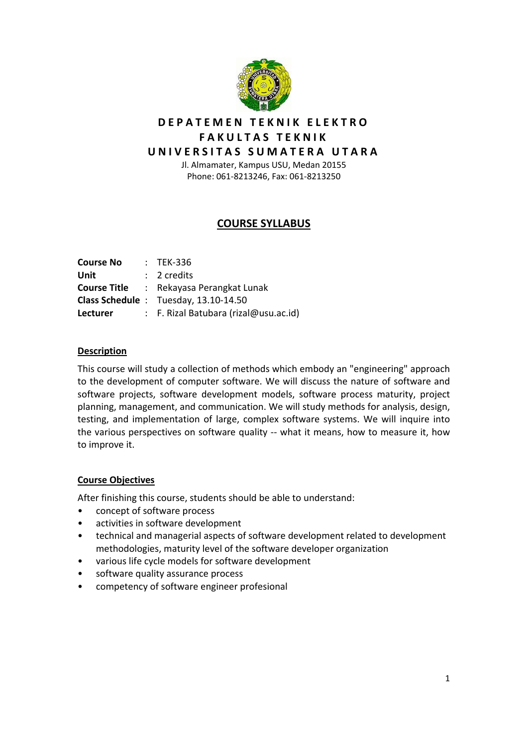**DEPATEMEN TEKNIK ELEKTRO**
**FAKULTAS TEKNIK**
**UNIVERSITAS SUMATERA UTARA**

Jl. Almamater, Kampus USU, Medan 20155
Phone: 061-8213246, Fax: 061-8213250

# COURSE SYLLABUS

**Course No** : TEK-336
**Unit** : 2 credits
**Course Title** : Rekayasa Perangkat Lunak
**Class Schedule** : Tuesday, 13.10-14.50
**Lecturer** : F. Rizal Batubara (rizal@usu.ac.id)

## Description

This course will study a collection of methods which embody an "engineering" approach to the development of computer software. We will discuss the nature of software and software projects, software development models, software process maturity, project planning, management, and communication. We will study methods for analysis, design, testing, and implementation of large, complex software systems. We will inquire into the various perspectives on software quality -- what it means, how to measure it, how to improve it.

## Course Objectives

After finishing this course, students should be able to understand:

- concept of software process
- activities in software development
- technical and managerial aspects of software development related to development methodologies, maturity level of the software developer organization
- various life cycle models for software development
- software quality assurance process
- competency of software engineer profesional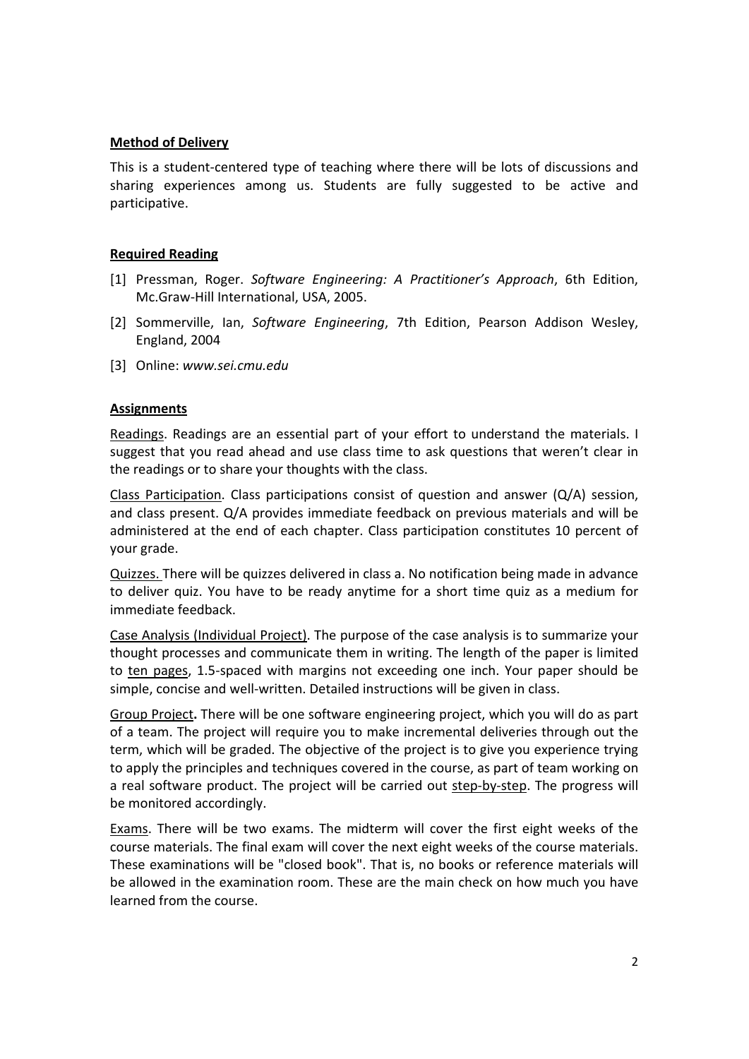**Method of Delivery**

This is a student-centered type of teaching where there will be lots of discussions and sharing experiences among us. Students are fully suggested to be active and participative.

**Required Reading**

[1] Pressman, Roger. *Software Engineering: A Practitioner's Approach*, 6th Edition, Mc.Graw-Hill International, USA, 2005.

[2] Sommerville, Ian, *Software Engineering*, 7th Edition, Pearson Addison Wesley, England, 2004

[3] Online: *www.sei.cmu.edu*

**Assignments**

Readings. Readings are an essential part of your effort to understand the materials. I suggest that you read ahead and use class time to ask questions that weren't clear in the readings or to share your thoughts with the class.

Class Participation. Class participations consist of question and answer (Q/A) session, and class present. Q/A provides immediate feedback on previous materials and will be administered at the end of each chapter. Class participation constitutes 10 percent of your grade.

Quizzes. There will be quizzes delivered in class a. No notification being made in advance to deliver quiz. You have to be ready anytime for a short time quiz as a medium for immediate feedback.

Case Analysis (Individual Project). The purpose of the case analysis is to summarize your thought processes and communicate them in writing. The length of the paper is limited to ten pages, 1.5-spaced with margins not exceeding one inch. Your paper should be simple, concise and well-written. Detailed instructions will be given in class.

Group Project**.** There will be one software engineering project, which you will do as part of a team. The project will require you to make incremental deliveries through out the term, which will be graded. The objective of the project is to give you experience trying to apply the principles and techniques covered in the course, as part of team working on a real software product. The project will be carried out step-by-step. The progress will be monitored accordingly.

Exams. There will be two exams. The midterm will cover the first eight weeks of the course materials. The final exam will cover the next eight weeks of the course materials. These examinations will be "closed book". That is, no books or reference materials will be allowed in the examination room. These are the main check on how much you have learned from the course.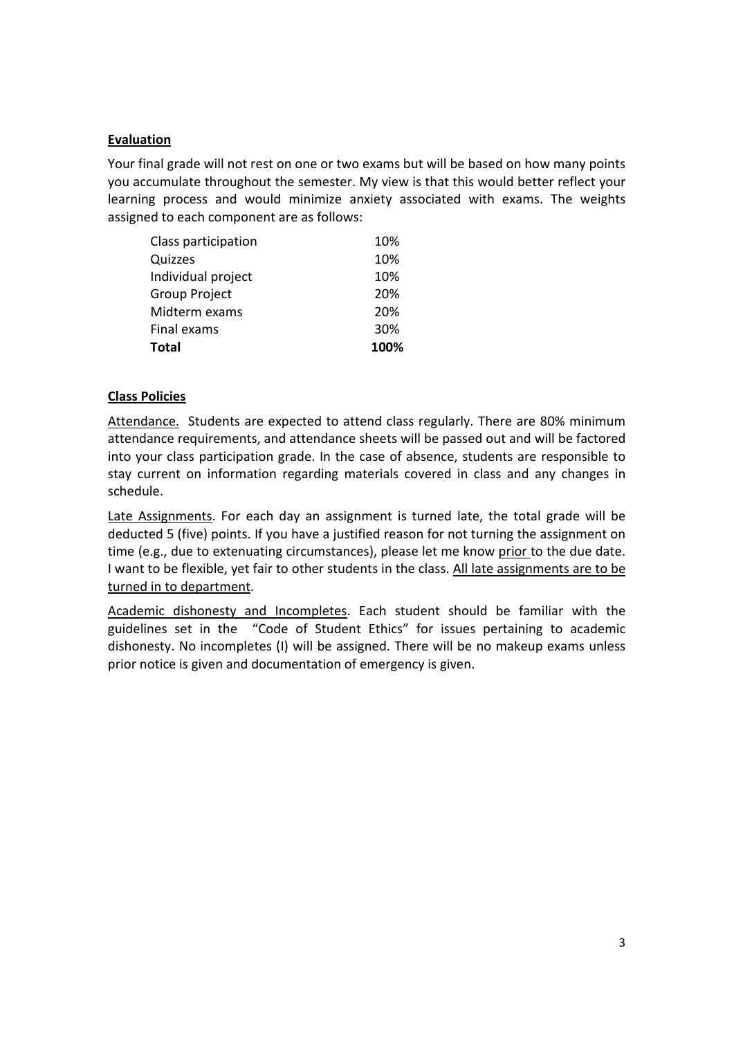**<u>Evaluation</u>**

Your final grade will not rest on one or two exams but will be based on how many points you accumulate throughout the semester. My view is that this would better reflect your learning process and would minimize anxiety associated with exams. The weights assigned to each component are as follows:

| Component | Weight |
|---|---|
| Class participation | 10% |
| Quizzes | 10% |
| Individual project | 10% |
| Group Project | 20% |
| Midterm exams | 20% |
| Final exams | 30% |
| **Total** | **100%** |

**<u>Class Policies</u>**

<u>Attendance.</u> Students are expected to attend class regularly. There are 80% minimum attendance requirements, and attendance sheets will be passed out and will be factored into your class participation grade. In the case of absence, students are responsible to stay current on information regarding materials covered in class and any changes in schedule.

<u>Late Assignments</u>. For each day an assignment is turned late, the total grade will be deducted 5 (five) points. If you have a justified reason for not turning the assignment on time (e.g., due to extenuating circumstances), please let me know <u>prior</u> to the due date. I want to be flexible, yet fair to other students in the class. <u>All late assignments are to be turned in to department</u>.

<u>Academic dishonesty and Incompletes</u>. Each student should be familiar with the guidelines set in the "Code of Student Ethics" for issues pertaining to academic dishonesty. No incompletes (I) will be assigned. There will be no makeup exams unless prior notice is given and documentation of emergency is given.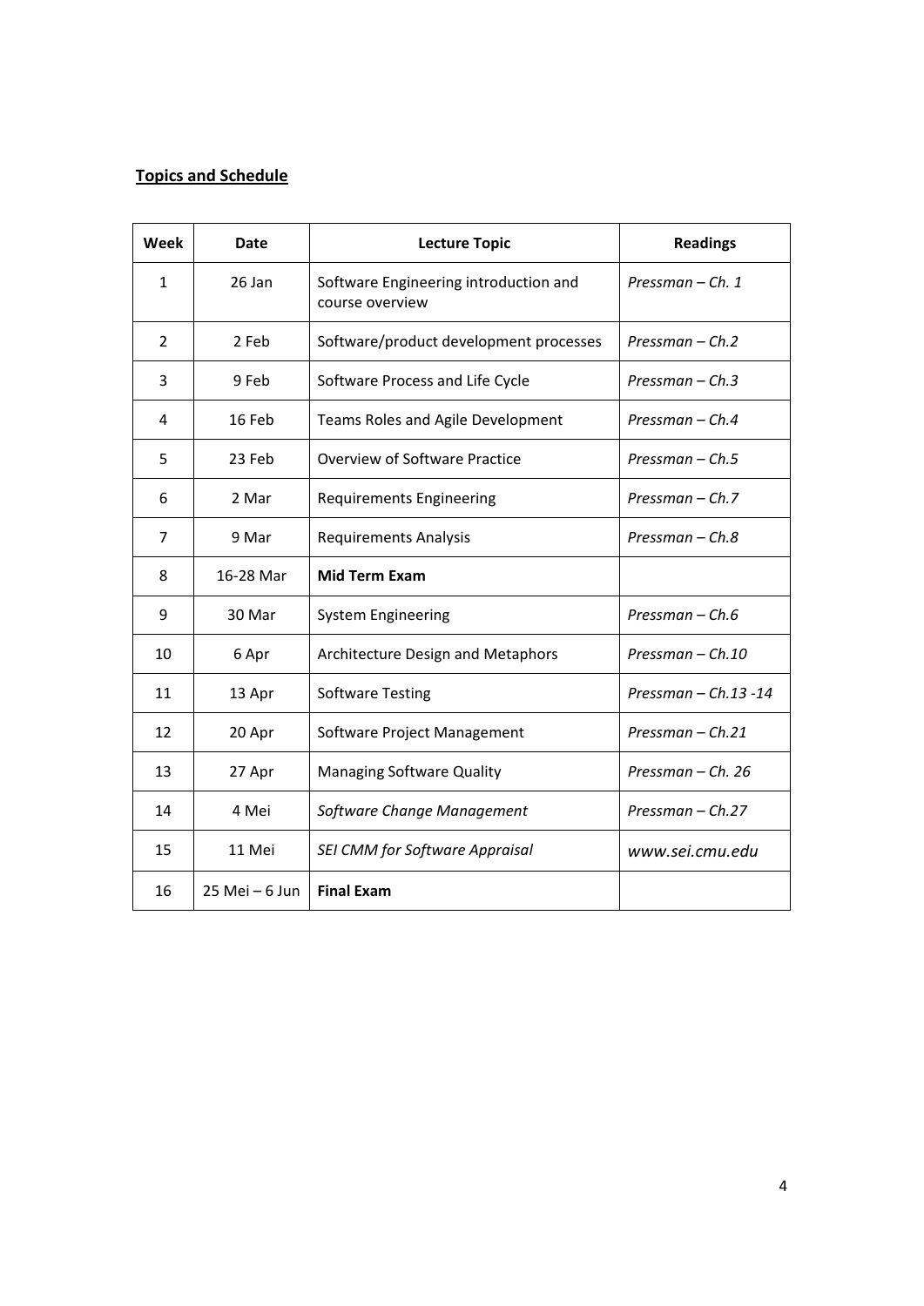**<u>Topics and Schedule</u>**

| Week | Date | Lecture Topic | Readings |
|---|---|---|---|
| 1 | 26 Jan | Software Engineering introduction and course overview | *Pressman – Ch. 1* |
| 2 | 2 Feb | Software/product development processes | *Pressman – Ch.2* |
| 3 | 9 Feb | Software Process and Life Cycle | *Pressman – Ch.3* |
| 4 | 16 Feb | Teams Roles and Agile Development | *Pressman – Ch.4* |
| 5 | 23 Feb | Overview of Software Practice | *Pressman – Ch.5* |
| 6 | 2 Mar | Requirements Engineering | *Pressman – Ch.7* |
| 7 | 9 Mar | Requirements Analysis | *Pressman – Ch.8* |
| 8 | 16-28 Mar | **Mid Term Exam** | |
| 9 | 30 Mar | System Engineering | *Pressman – Ch.6* |
| 10 | 6 Apr | Architecture Design and Metaphors | *Pressman – Ch.10* |
| 11 | 13 Apr | Software Testing | *Pressman – Ch.13 -14* |
| 12 | 20 Apr | Software Project Management | *Pressman – Ch.21* |
| 13 | 27 Apr | Managing Software Quality | *Pressman – Ch. 26* |
| 14 | 4 Mei | *Software Change Management* | *Pressman – Ch.27* |
| 15 | 11 Mei | *SEI CMM for Software Appraisal* | *www.sei.cmu.edu* |
| 16 | 25 Mei – 6 Jun | **Final Exam** | |